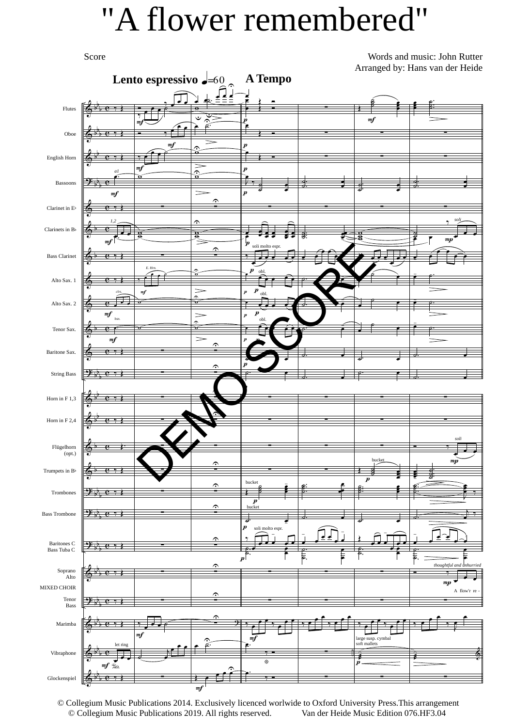# "A flower remembered"

Score

Words and music: John Rutter
Arranged by: Hans van der Heide

**Lento espressivo** ♩=60 **A Tempo**

Flutes
Oboe
English Horn
Bassoons
Clarinet in E♭
Clarinets in B♭
Bass Clarinet
Alto Sax. 1
Alto Sax. 2
Tenor Sax.
Baritone Sax.
String Bass
Horn in F 1,3
Horn in F 2,4
Flügelhorn (opt.)
Trumpets in B♭
Trombones
Bass Trombone
Baritones C
Bass Tuba C
Soprano
Alto
MIXED CHOIR
Tenor
Bass
Marimba
Vibraphone
Glockenspiel

*thoughtful and unhurried*

A flow'r re -

DEMO SCORE

© Collegium Music Publications 2014. Exclusively licenced worlwide to Oxford University Press.This arrangement
© Collegium Music Publications 2019. All rights reserved. Van der Heide Music Edition 076.HF3.04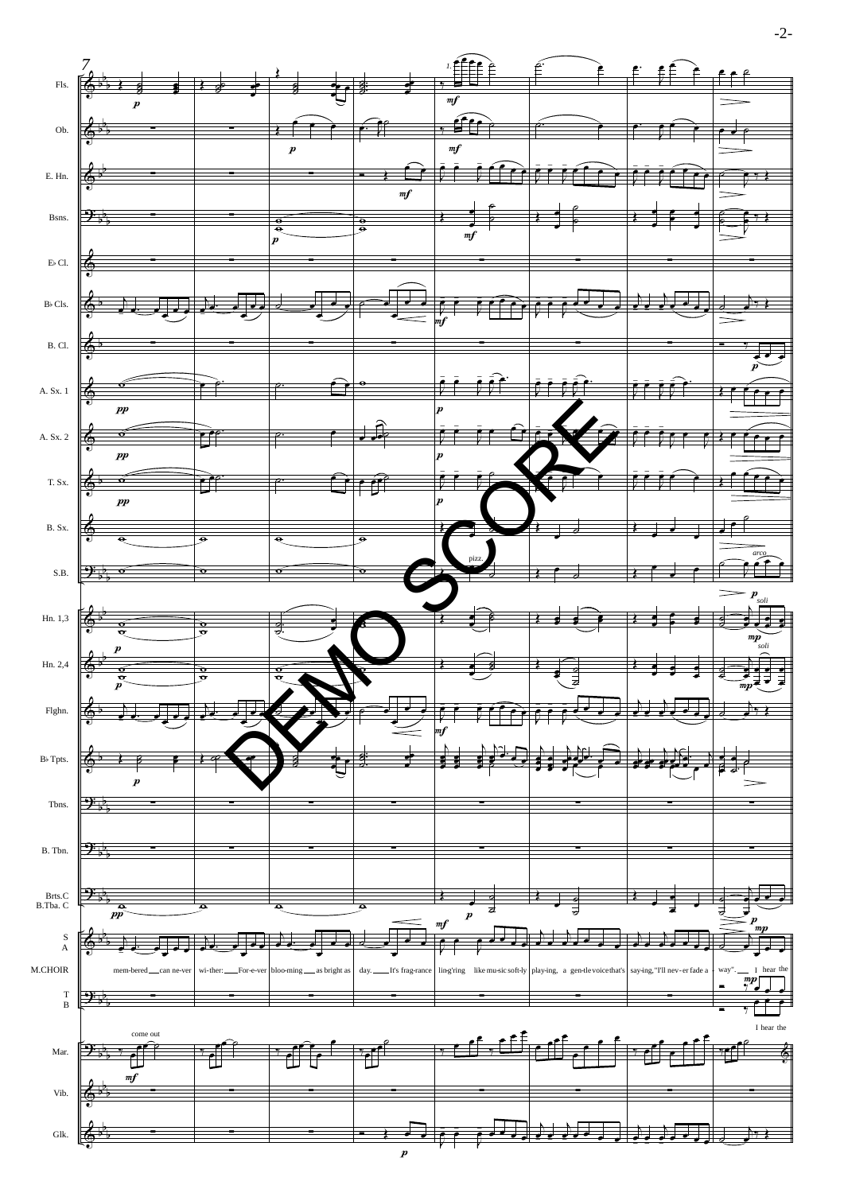7

Fls.

Ob.

E. Hn.

Bsns.

E♭ Cl.

B♭ Cls.

B. Cl.

A. Sx. 1

A. Sx. 2

T. Sx.

B. Sx.

S.B.

Hn. 1,3

Hn. 2,4

Flghn.

B♭ Tpts.

Tbns.

B. Tbn.

Brts.C B.Tba. C

S A

M.CHOIR

T B

Mar.

Vib.

Glk.

mem-bered can ne-ver wi-ther: For-e-ver bloo-ming as bright as day. It's frag-rance ling'ring like mu-sic soft-ly play-ing, a gen-tle voice that's say-ing, "I'll nev-er fade a way". I hear the

I hear the

come out

pizz.

arco

soli

soli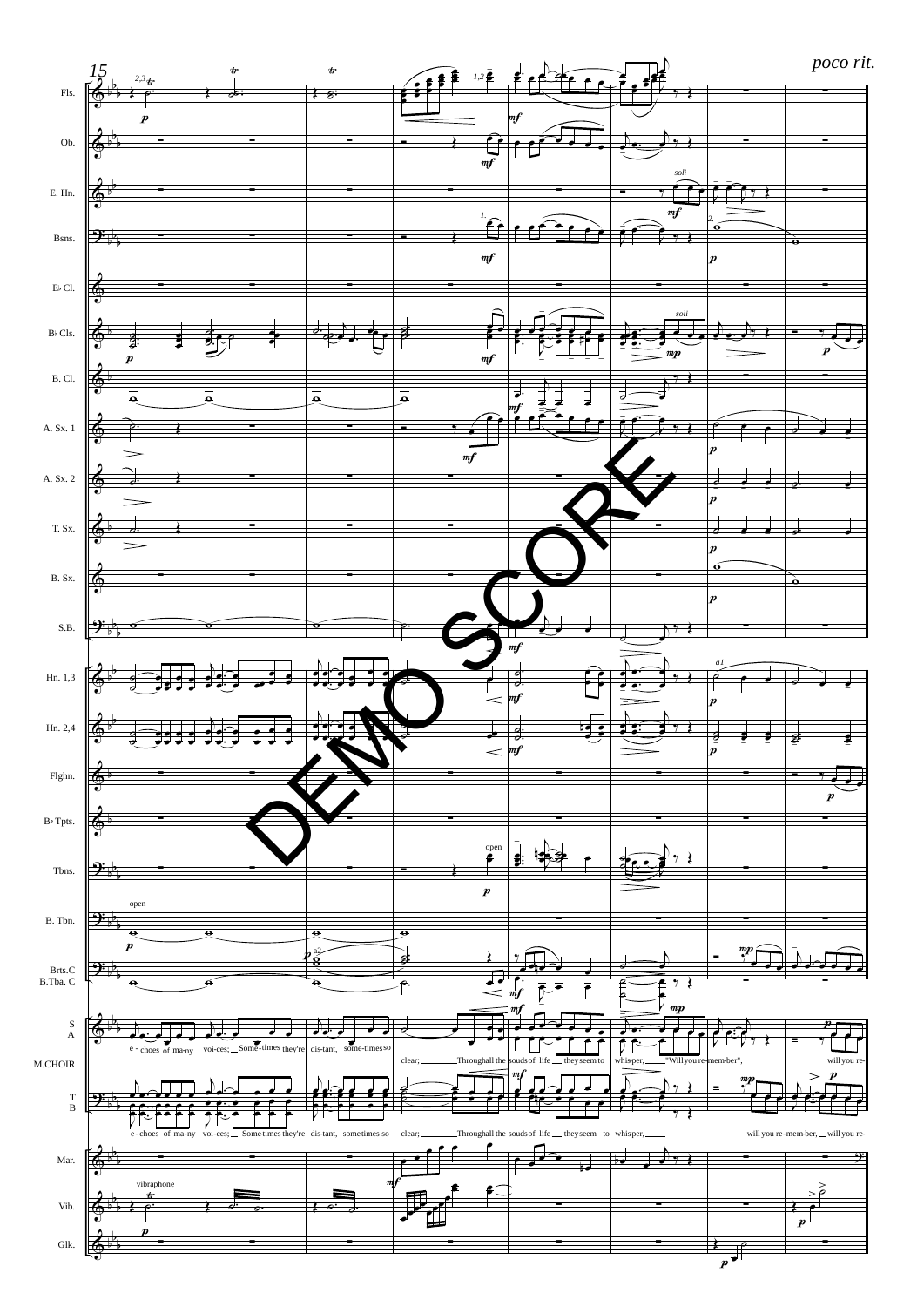*poco rit.*

S A: e - choes of ma-ny voi-ces; Some-times they're dis-tant, some-times so clear; Through all the sounds of life they seem to whis-per, "Will you re-mem-ber", will you re-

T B: e - choes of ma-ny voi-ces; Some-times they're dis-tant, some-times so clear; Through all the sounds of life they seem to whis-per, will you re-mem-ber, will you re-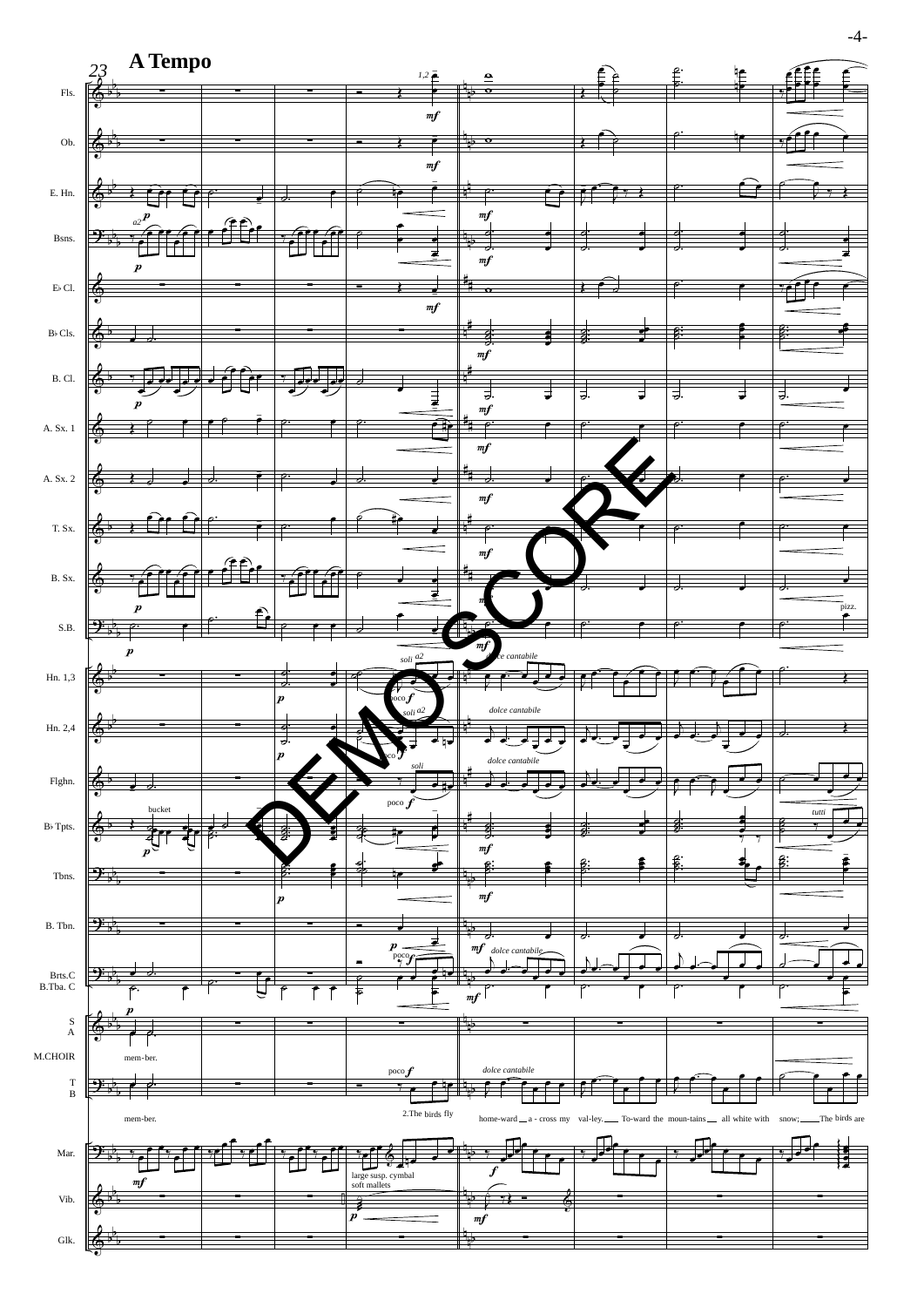**A Tempo**

23

Fls. | Ob. | E. Hn. | Bsns. | E♭ Cl. | B♭ Cls. | B. Cl. | A. Sx. 1 | A. Sx. 2 | T. Sx. | B. Sx. | S.B. | Hn. 1,3 | Hn. 2,4 | Flghn. | B♭ Tpts. | Tbns. | B. Tbn. | Brts.C B.Tba. C | S A | M.CHOIR | T B | Mar. | Vib. | Glk.

*dolce cantabile*

mem-ber.

mem-ber.

2.The birds fly home-ward a - cross my val-ley. To-ward the moun-tains all white with snow; The birds are

large susp. cymbal soft mallets

bucket

tutti

pizz.

soli a2

DEMO SCORE